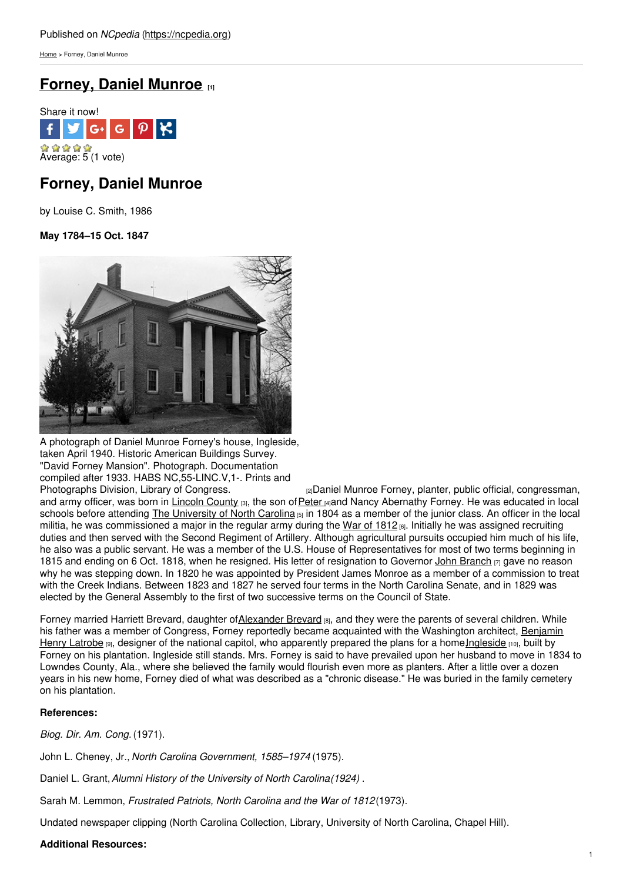Published on *NCpedia* (https://ncpedia.org)

Home > Forney, Daniel Munroe

# Forney, Daniel Munroe [1]

Share it now!

Average: 5 (1 vote)

## Forney, Daniel Munroe

by Louise C. Smith, 1986

**May 1784–15 Oct. 1847**

A photograph of Daniel Munroe Forney's house, Ingleside, taken April 1940. Historic American Buildings Survey. "David Forney Mansion". Photograph. Documentation compiled after 1933. HABS NC,55-LINC.V,1-. Prints and Photographs Division, Library of Congress. [2]

Daniel Munroe Forney, planter, public official, congressman, and army officer, was born in Lincoln County [3], the son of Peter [4] and Nancy Abernathy Forney. He was educated in local schools before attending The University of North Carolina [5] in 1804 as a member of the junior class. An officer in the local militia, he was commissioned a major in the regular army during the War of 1812 [6]. Initially he was assigned recruiting duties and then served with the Second Regiment of Artillery. Although agricultural pursuits occupied him much of his life, he also was a public servant. He was a member of the U.S. House of Representatives for most of two terms beginning in 1815 and ending on 6 Oct. 1818, when he resigned. His letter of resignation to Governor John Branch [7] gave no reason why he was stepping down. In 1820 he was appointed by President James Monroe as a member of a commission to treat with the Creek Indians. Between 1823 and 1827 he served four terms in the North Carolina Senate, and in 1829 was elected by the General Assembly to the first of two successive terms on the Council of State.

Forney married Harriett Brevard, daughter of Alexander Brevard [8], and they were the parents of several children. While his father was a member of Congress, Forney reportedly became acquainted with the Washington architect, Benjamin Henry Latrobe [9], designer of the national capitol, who apparently prepared the plans for a home Ingleside [10], built by Forney on his plantation. Ingleside still stands. Mrs. Forney is said to have prevailed upon her husband to move in 1834 to Lowndes County, Ala., where she believed the family would flourish even more as planters. After a little over a dozen years in his new home, Forney died of what was described as a "chronic disease." He was buried in the family cemetery on his plantation.

**References:**

*Biog. Dir. Am. Cong.* (1971).

John L. Cheney, Jr., *North Carolina Government, 1585–1974* (1975).

Daniel L. Grant, *Alumni History of the University of North Carolina(1924)* .

Sarah M. Lemmon, *Frustrated Patriots, North Carolina and the War of 1812*(1973).

Undated newspaper clipping (North Carolina Collection, Library, University of North Carolina, Chapel Hill).

**Additional Resources:**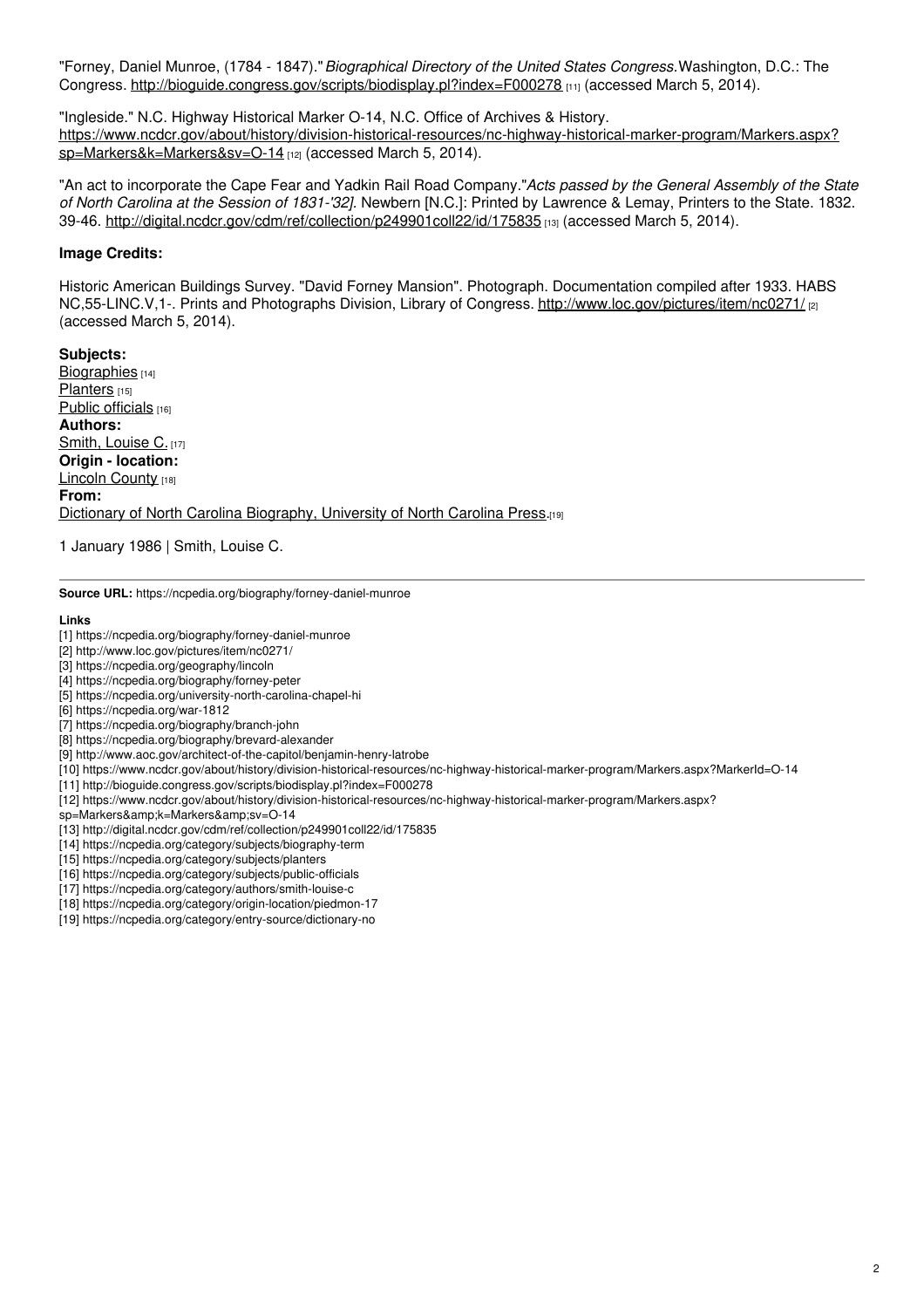"Forney, Daniel Munroe, (1784 - 1847)." *Biographical Directory of the United States Congress.* Washington, D.C.: The Congress. http://bioguide.congress.gov/scripts/biodisplay.pl?index=F000278 [11] (accessed March 5, 2014).

"Ingleside." N.C. Highway Historical Marker O-14, N.C. Office of Archives & History. https://www.ncdcr.gov/about/history/division-historical-resources/nc-highway-historical-marker-program/Markers.aspx?sp=Markers&k=Markers&sv=O-14 [12] (accessed March 5, 2014).

"An act to incorporate the Cape Fear and Yadkin Rail Road Company." *Acts passed by the General Assembly of the State of North Carolina at the Session of 1831-'32].* Newbern [N.C.]: Printed by Lawrence & Lemay, Printers to the State. 1832. 39-46. http://digital.ncdcr.gov/cdm/ref/collection/p249901coll22/id/175835 [13] (accessed March 5, 2014).

**Image Credits:**

Historic American Buildings Survey. "David Forney Mansion". Photograph. Documentation compiled after 1933. HABS NC,55-LINC.V,1-. Prints and Photographs Division, Library of Congress. http://www.loc.gov/pictures/item/nc0271/ [2] (accessed March 5, 2014).

**Subjects:**
Biographies [14]
Planters [15]
Public officials [16]
**Authors:**
Smith, Louise C. [17]
**Origin - location:**
Lincoln County [18]
**From:**
Dictionary of North Carolina Biography, University of North Carolina Press.[19]

1 January 1986 | Smith, Louise C.

---

**Source URL:** https://ncpedia.org/biography/forney-daniel-munroe

**Links**
[1] https://ncpedia.org/biography/forney-daniel-munroe
[2] http://www.loc.gov/pictures/item/nc0271/
[3] https://ncpedia.org/geography/lincoln
[4] https://ncpedia.org/biography/forney-peter
[5] https://ncpedia.org/university-north-carolina-chapel-hi
[6] https://ncpedia.org/war-1812
[7] https://ncpedia.org/biography/branch-john
[8] https://ncpedia.org/biography/brevard-alexander
[9] http://www.aoc.gov/architect-of-the-capitol/benjamin-henry-latrobe
[10] https://www.ncdcr.gov/about/history/division-historical-resources/nc-highway-historical-marker-program/Markers.aspx?MarkerId=O-14
[11] http://bioguide.congress.gov/scripts/biodisplay.pl?index=F000278
[12] https://www.ncdcr.gov/about/history/division-historical-resources/nc-highway-historical-marker-program/Markers.aspx?sp=Markers&amp;k=Markers&amp;sv=O-14
[13] http://digital.ncdcr.gov/cdm/ref/collection/p249901coll22/id/175835
[14] https://ncpedia.org/category/subjects/biography-term
[15] https://ncpedia.org/category/subjects/planters
[16] https://ncpedia.org/category/subjects/public-officials
[17] https://ncpedia.org/category/authors/smith-louise-c
[18] https://ncpedia.org/category/origin-location/piedmon-17
[19] https://ncpedia.org/category/entry-source/dictionary-no